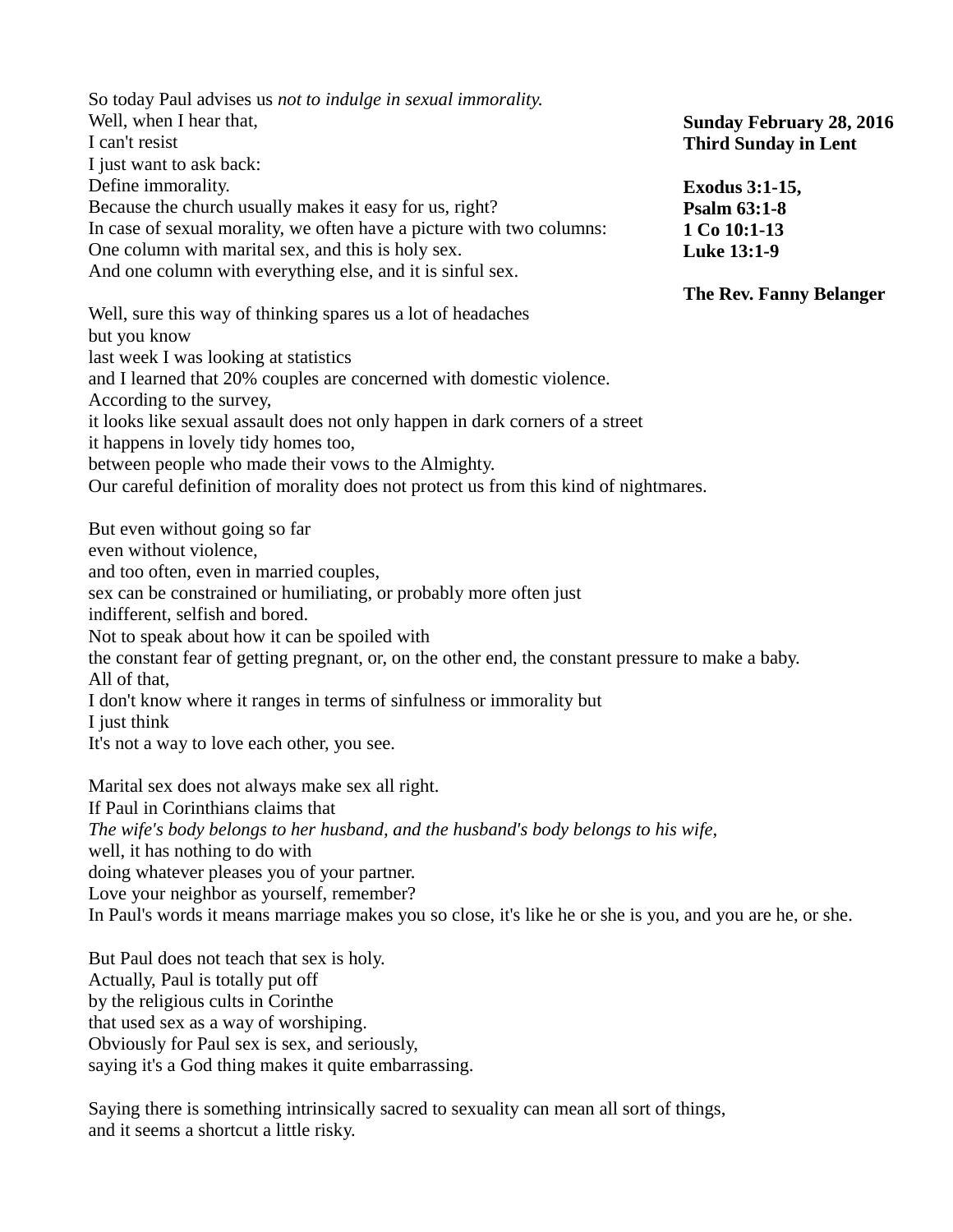**Sunday February 28, 2016**
**Third Sunday in Lent**

**Exodus 3:1-15,**
**Psalm 63:1-8**
**1 Co 10:1-13**
**Luke 13:1-9**

**The Rev. Fanny Belanger**

So today Paul advises us *not to indulge in sexual immorality.*
Well, when I hear that,
I can't resist
I just want to ask back:
Define immorality.
Because the church usually makes it easy for us, right?
In case of sexual morality, we often have a picture with two columns:
One column with marital sex, and this is holy sex.
And one column with everything else, and it is sinful sex.

Well, sure this way of thinking spares us a lot of headaches
but you know
last week I was looking at statistics
and I learned that 20% couples are concerned with domestic violence.
According to the survey,
it looks like sexual assault does not only happen in dark corners of a street
it happens in lovely tidy homes too,
between people who made their vows to the Almighty.
Our careful definition of morality does not protect us from this kind of nightmares.

But even without going so far
even without violence,
and too often, even in married couples,
sex can be constrained or humiliating, or probably more often just
indifferent, selfish and bored.
Not to speak about how it can be spoiled with
the constant fear of getting pregnant, or, on the other end, the constant pressure to make a baby.
All of that,
I don't know where it ranges in terms of sinfulness or immorality but
I just think
It's not a way to love each other, you see.

Marital sex does not always make sex all right.
If Paul in Corinthians claims that
*The wife's body belongs to her husband, and the husband's body belongs to his wife,*
well, it has nothing to do with
doing whatever pleases you of your partner.
Love your neighbor as yourself, remember?
In Paul's words it means marriage makes you so close, it's like he or she is you, and you are he, or she.

But Paul does not teach that sex is holy.
Actually, Paul is totally put off
by the religious cults in Corinthe
that used sex as a way of worshiping.
Obviously for Paul sex is sex, and seriously,
saying it's a God thing makes it quite embarrassing.

Saying there is something intrinsically sacred to sexuality can mean all sort of things,
and it seems a shortcut a little risky.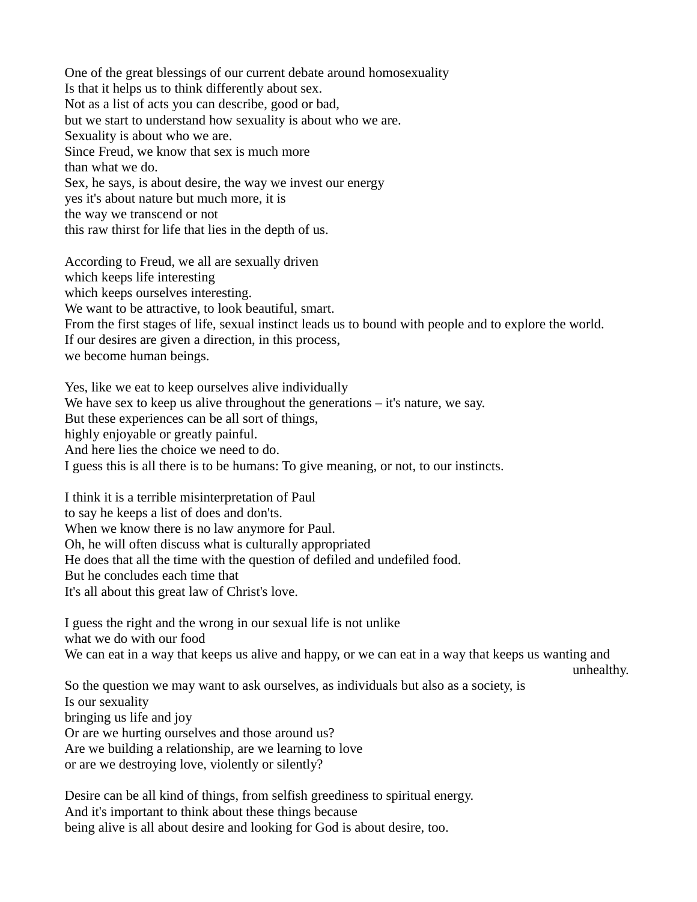One of the great blessings of our current debate around homosexuality
Is that it helps us to think differently about sex.
Not as a list of acts you can describe, good or bad,
but we start to understand how sexuality is about who we are.
Sexuality is about who we are.
Since Freud, we know that sex is much more
than what we do.
Sex, he says, is about desire, the way we invest our energy
yes it's about nature but much more, it is
the way we transcend or not
this raw thirst for life that lies in the depth of us.

According to Freud, we all are sexually driven
which keeps life interesting
which keeps ourselves interesting.
We want to be attractive, to look beautiful, smart.
From the first stages of life, sexual instinct leads us to bound with people and to explore the world.
If our desires are given a direction, in this process,
we become human beings.

Yes, like we eat to keep ourselves alive individually
We have sex to keep us alive throughout the generations – it's nature, we say.
But these experiences can be all sort of things,
highly enjoyable or greatly painful.
And here lies the choice we need to do.
I guess this is all there is to be humans: To give meaning, or not, to our instincts.

I think it is a terrible misinterpretation of Paul
to say he keeps a list of does and don'ts.
When we know there is no law anymore for Paul.
Oh, he will often discuss what is culturally appropriated
He does that all the time with the question of defiled and undefiled food.
But he concludes each time that
It's all about this great law of Christ's love.

I guess the right and the wrong in our sexual life is not unlike
what we do with our food
We can eat in a way that keeps us alive and happy, or we can eat in a way that keeps us wanting and unhealthy.
So the question we may want to ask ourselves, as individuals but also as a society, is
Is our sexuality
bringing us life and joy
Or are we hurting ourselves and those around us?
Are we building a relationship, are we learning to love
or are we destroying love, violently or silently?

Desire can be all kind of things, from selfish greediness to spiritual energy.
And it's important to think about these things because
being alive is all about desire and looking for God is about desire, too.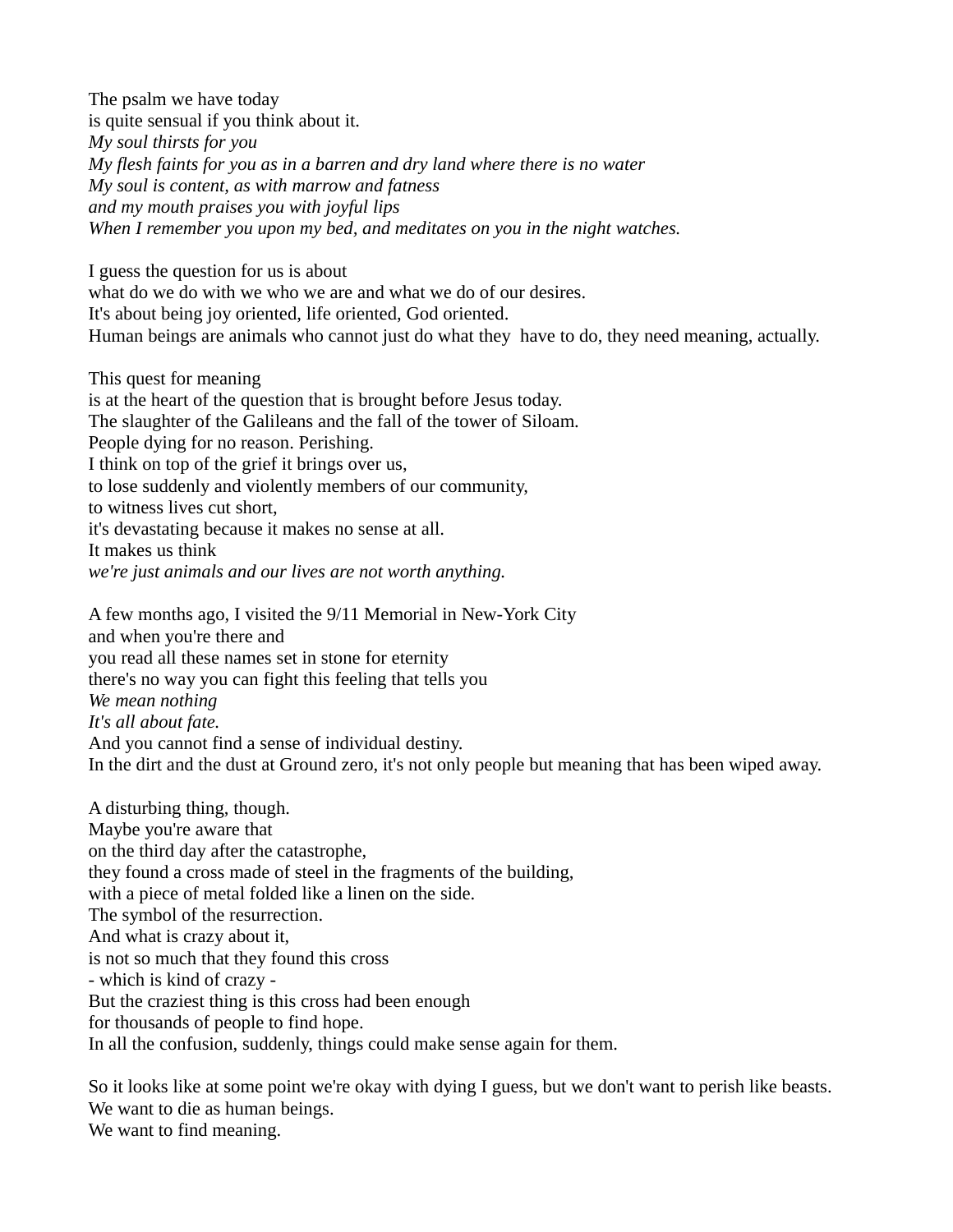The psalm we have today  
is quite sensual if you think about it.  
*My soul thirsts for you*  
*My flesh faints for you as in a barren and dry land where there is no water*  
*My soul is content, as with marrow and fatness*  
*and my mouth praises you with joyful lips*  
*When I remember you upon my bed, and meditates on you in the night watches.*

I guess the question for us is about  
what do we do with we who we are and what we do of our desires.  
It's about being joy oriented, life oriented, God oriented.  
Human beings are animals who cannot just do what they  have to do, they need meaning, actually.

This quest for meaning  
is at the heart of the question that is brought before Jesus today.  
The slaughter of the Galileans and the fall of the tower of Siloam.  
People dying for no reason. Perishing.  
I think on top of the grief it brings over us,  
to lose suddenly and violently members of our community,  
to witness lives cut short,  
it's devastating because it makes no sense at all.  
It makes us think  
*we're just animals and our lives are not worth anything.*

A few months ago, I visited the 9/11 Memorial in New-York City  
and when you're there and  
you read all these names set in stone for eternity  
there's no way you can fight this feeling that tells you  
*We mean nothing*  
*It's all about fate.*  
And you cannot find a sense of individual destiny.  
In the dirt and the dust at Ground zero, it's not only people but meaning that has been wiped away.

A disturbing thing, though.  
Maybe you're aware that  
on the third day after the catastrophe,  
they found a cross made of steel in the fragments of the building,  
with a piece of metal folded like a linen on the side.  
The symbol of the resurrection.  
And what is crazy about it,  
is not so much that they found this cross  
- which is kind of crazy -  
But the craziest thing is this cross had been enough  
for thousands of people to find hope.  
In all the confusion, suddenly, things could make sense again for them.

So it looks like at some point we're okay with dying I guess, but we don't want to perish like beasts.  
We want to die as human beings.  
We want to find meaning.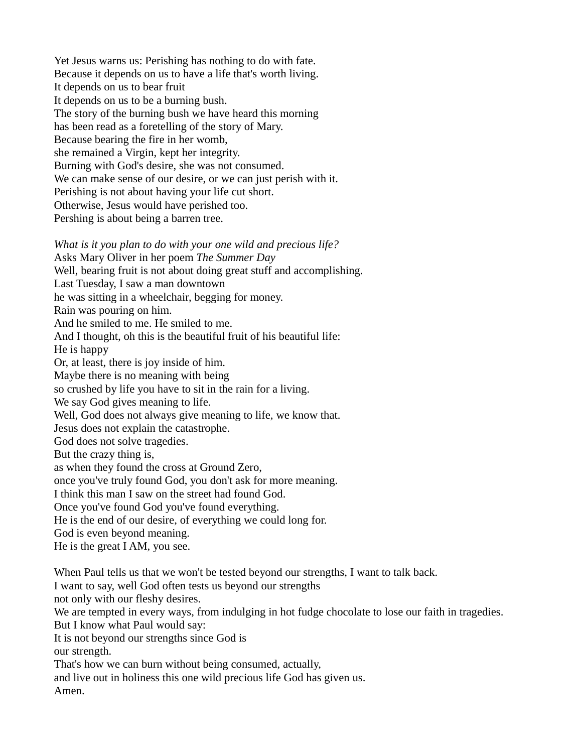Yet Jesus warns us: Perishing has nothing to do with fate.
Because it depends on us to have a life that's worth living.
It depends on us to bear fruit
It depends on us to be a burning bush.
The story of the burning bush we have heard this morning
has been read as a foretelling of the story of Mary.
Because bearing the fire in her womb,
she remained a Virgin, kept her integrity.
Burning with God's desire, she was not consumed.
We can make sense of our desire, or we can just perish with it.
Perishing is not about having your life cut short.
Otherwise, Jesus would have perished too.
Pershing is about being a barren tree.

*What is it you plan to do with your one wild and precious life?*
Asks Mary Oliver in her poem *The Summer Day*
Well, bearing fruit is not about doing great stuff and accomplishing.
Last Tuesday, I saw a man downtown
he was sitting in a wheelchair, begging for money.
Rain was pouring on him.
And he smiled to me. He smiled to me.
And I thought, oh this is the beautiful fruit of his beautiful life:
He is happy
Or, at least, there is joy inside of him.
Maybe there is no meaning with being
so crushed by life you have to sit in the rain for a living.
We say God gives meaning to life.
Well, God does not always give meaning to life, we know that.
Jesus does not explain the catastrophe.
God does not solve tragedies.
But the crazy thing is,
as when they found the cross at Ground Zero,
once you've truly found God, you don't ask for more meaning.
I think this man I saw on the street had found God.
Once you've found God you've found everything.
He is the end of our desire, of everything we could long for.
God is even beyond meaning.
He is the great I AM, you see.

When Paul tells us that we won't be tested beyond our strengths, I want to talk back.
I want to say, well God often tests us beyond our strengths
not only with our fleshy desires.
We are tempted in every ways, from indulging in hot fudge chocolate to lose our faith in tragedies.
But I know what Paul would say:
It is not beyond our strengths since God is
our strength.
That's how we can burn without being consumed, actually,
and live out in holiness this one wild precious life God has given us.
Amen.